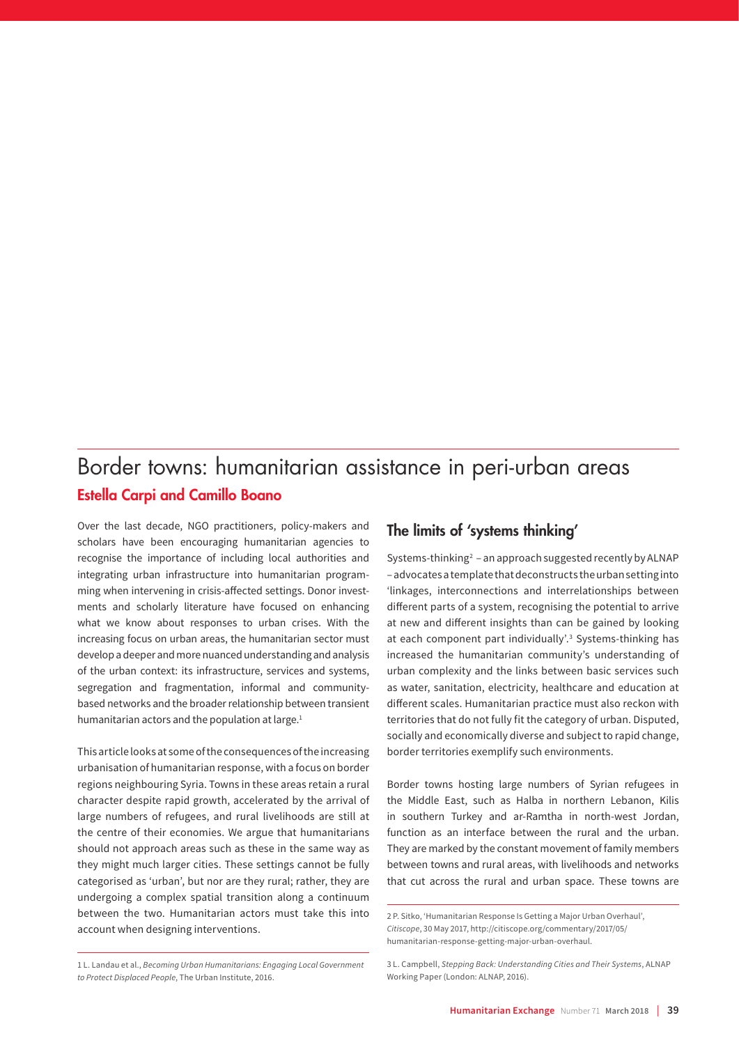# Border towns: humanitarian assistance in peri-urban areas

**Estella Carpi and Camillo Boano**

Over the last decade, NGO practitioners, policy-makers and scholars have been encouraging humanitarian agencies to recognise the importance of including local authorities and integrating urban infrastructure into humanitarian programming when intervening in crisis-affected settings. Donor investments and scholarly literature have focused on enhancing what we know about responses to urban crises. With the increasing focus on urban areas, the humanitarian sector must develop a deeper and more nuanced understanding and analysis of the urban context: its infrastructure, services and systems, segregation and fragmentation, informal and community-based networks and the broader relationship between transient humanitarian actors and the population at large.[1]

This article looks at some of the consequences of the increasing urbanisation of humanitarian response, with a focus on border regions neighbouring Syria. Towns in these areas retain a rural character despite rapid growth, accelerated by the arrival of large numbers of refugees, and rural livelihoods are still at the centre of their economies. We argue that humanitarians should not approach areas such as these in the same way as they might much larger cities. These settings cannot be fully categorised as 'urban', but nor are they rural; rather, they are undergoing a complex spatial transition along a continuum between the two. Humanitarian actors must take this into account when designing interventions.

## The limits of 'systems thinking'

Systems-thinking[2] – an approach suggested recently by ALNAP – advocates a template that deconstructs the urban setting into 'linkages, interconnections and interrelationships between different parts of a system, recognising the potential to arrive at new and different insights than can be gained by looking at each component part individually'.[3] Systems-thinking has increased the humanitarian community's understanding of urban complexity and the links between basic services such as water, sanitation, electricity, healthcare and education at different scales. Humanitarian practice must also reckon with territories that do not fully fit the category of urban. Disputed, socially and economically diverse and subject to rapid change, border territories exemplify such environments.

Border towns hosting large numbers of Syrian refugees in the Middle East, such as Halba in northern Lebanon, Kilis in southern Turkey and ar-Ramtha in north-west Jordan, function as an interface between the rural and the urban. They are marked by the constant movement of family members between towns and rural areas, with livelihoods and networks that cut across the rural and urban space. These towns are

---

1 L. Landau et al., *Becoming Urban Humanitarians: Engaging Local Government to Protect Displaced People*, The Urban Institute, 2016.

2 P. Sitko, 'Humanitarian Response Is Getting a Major Urban Overhaul', *Citiscope*, 30 May 2017, http://citiscope.org/commentary/2017/05/humanitarian-response-getting-major-urban-overhaul.

3 L. Campbell, *Stepping Back: Understanding Cities and Their Systems*, ALNAP Working Paper (London: ALNAP, 2016).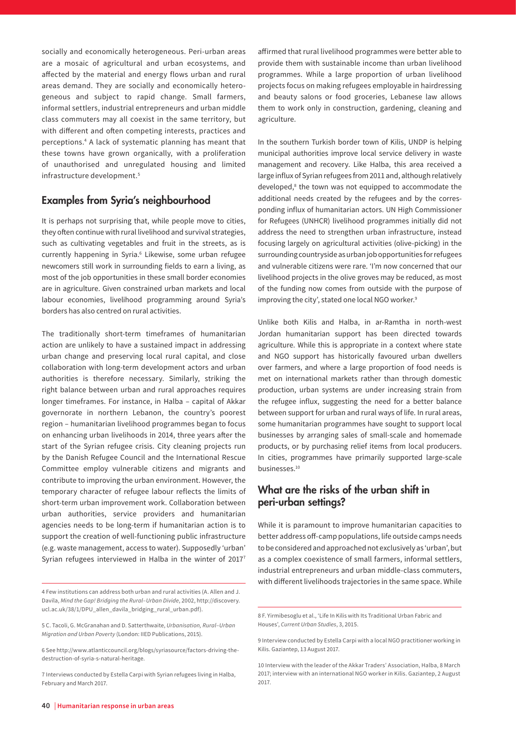socially and economically heterogeneous. Peri-urban areas are a mosaic of agricultural and urban ecosystems, and affected by the material and energy flows urban and rural areas demand. They are socially and economically heterogeneous and subject to rapid change. Small farmers, informal settlers, industrial entrepreneurs and urban middle class commuters may all coexist in the same territory, but with different and often competing interests, practices and perceptions.[4] A lack of systematic planning has meant that these towns have grown organically, with a proliferation of unauthorised and unregulated housing and limited infrastructure development.[5]

## Examples from Syria's neighbourhood

It is perhaps not surprising that, while people move to cities, they often continue with rural livelihood and survival strategies, such as cultivating vegetables and fruit in the streets, as is currently happening in Syria.[6] Likewise, some urban refugee newcomers still work in surrounding fields to earn a living, as most of the job opportunities in these small border economies are in agriculture. Given constrained urban markets and local labour economies, livelihood programming around Syria's borders has also centred on rural activities.

The traditionally short-term timeframes of humanitarian action are unlikely to have a sustained impact in addressing urban change and preserving local rural capital, and close collaboration with long-term development actors and urban authorities is therefore necessary. Similarly, striking the right balance between urban and rural approaches requires longer timeframes. For instance, in Halba – capital of Akkar governorate in northern Lebanon, the country's poorest region – humanitarian livelihood programmes began to focus on enhancing urban livelihoods in 2014, three years after the start of the Syrian refugee crisis. City cleaning projects run by the Danish Refugee Council and the International Rescue Committee employ vulnerable citizens and migrants and contribute to improving the urban environment. However, the temporary character of refugee labour reflects the limits of short-term urban improvement work. Collaboration between urban authorities, service providers and humanitarian agencies needs to be long-term if humanitarian action is to support the creation of well-functioning public infrastructure (e.g. waste management, access to water). Supposedly 'urban' Syrian refugees interviewed in Halba in the winter of 2017[7] affirmed that rural livelihood programmes were better able to provide them with sustainable income than urban livelihood programmes. While a large proportion of urban livelihood projects focus on making refugees employable in hairdressing and beauty salons or food groceries, Lebanese law allows them to work only in construction, gardening, cleaning and agriculture.

In the southern Turkish border town of Kilis, UNDP is helping municipal authorities improve local service delivery in waste management and recovery. Like Halba, this area received a large influx of Syrian refugees from 2011 and, although relatively developed,[8] the town was not equipped to accommodate the additional needs created by the refugees and by the corresponding influx of humanitarian actors. UN High Commissioner for Refugees (UNHCR) livelihood programmes initially did not address the need to strengthen urban infrastructure, instead focusing largely on agricultural activities (olive-picking) in the surrounding countryside as urban job opportunities for refugees and vulnerable citizens were rare. 'I'm now concerned that our livelihood projects in the olive groves may be reduced, as most of the funding now comes from outside with the purpose of improving the city', stated one local NGO worker.[9]

Unlike both Kilis and Halba, in ar-Ramtha in north-west Jordan humanitarian support has been directed towards agriculture. While this is appropriate in a context where state and NGO support has historically favoured urban dwellers over farmers, and where a large proportion of food needs is met on international markets rather than through domestic production, urban systems are under increasing strain from the refugee influx, suggesting the need for a better balance between support for urban and rural ways of life. In rural areas, some humanitarian programmes have sought to support local businesses by arranging sales of small-scale and homemade products, or by purchasing relief items from local producers. In cities, programmes have primarily supported large-scale businesses.[10]

## What are the risks of the urban shift in peri-urban settings?

While it is paramount to improve humanitarian capacities to better address off-camp populations, life outside camps needs to be considered and approached not exclusively as 'urban', but as a complex coexistence of small farmers, informal settlers, industrial entrepreneurs and urban middle-class commuters, with different livelihoods trajectories in the same space. While

---

4 Few institutions can address both urban and rural activities (A. Allen and J. Davila, *Mind the Gap! Bridging the Rural–Urban Divide*, 2002, http://discovery.ucl.ac.uk/38/1/DPU_allen_davila_bridging_rural_urban.pdf).

5 C. Tacoli, G. McGranahan and D. Satterthwaite, *Urbanisation, Rural–Urban Migration and Urban Poverty* (London: IIED Publications, 2015).

6 See http://www.atlanticcouncil.org/blogs/syriasource/factors-driving-the-destruction-of-syria-s-natural-heritage.

7 Interviews conducted by Estella Carpi with Syrian refugees living in Halba, February and March 2017.

8 F. Yirmibesoglu et al., 'Life In Kilis with Its Traditional Urban Fabric and Houses', *Current Urban Studies*, 3, 2015.

9 Interview conducted by Estella Carpi with a local NGO practitioner working in Kilis. Gaziantep, 13 August 2017.

10 Interview with the leader of the Akkar Traders' Association, Halba, 8 March 2017; interview with an international NGO worker in Kilis. Gaziantep, 2 August 2017.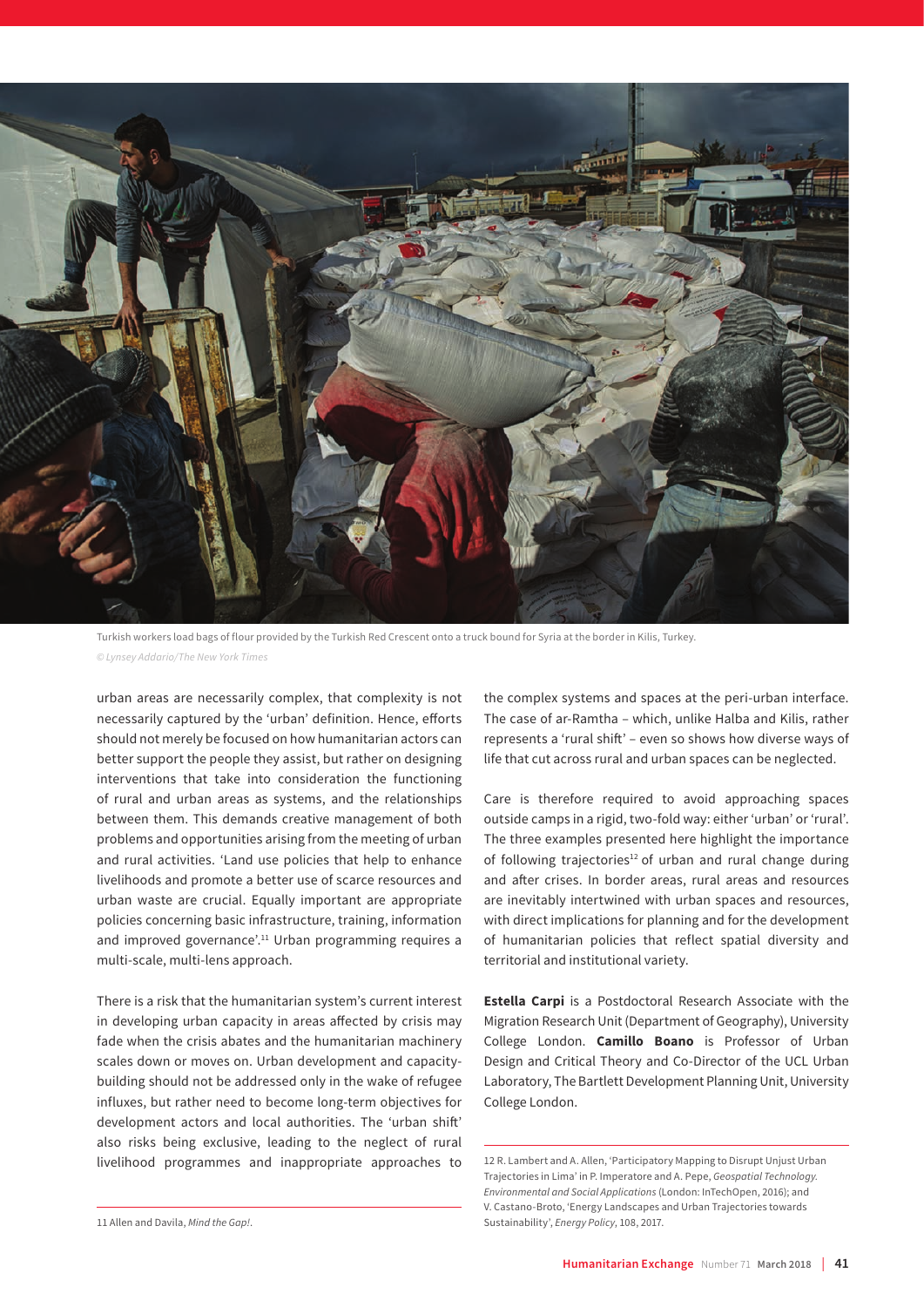Turkish workers load bags of flour provided by the Turkish Red Crescent onto a truck bound for Syria at the border in Kilis, Turkey.
*© Lynsey Addario/The New York Times*

urban areas are necessarily complex, that complexity is not necessarily captured by the 'urban' definition. Hence, efforts should not merely be focused on how humanitarian actors can better support the people they assist, but rather on designing interventions that take into consideration the functioning of rural and urban areas as systems, and the relationships between them. This demands creative management of both problems and opportunities arising from the meeting of urban and rural activities. 'Land use policies that help to enhance livelihoods and promote a better use of scarce resources and urban waste are crucial. Equally important are appropriate policies concerning basic infrastructure, training, information and improved governance'.[11] Urban programming requires a multi-scale, multi-lens approach.

There is a risk that the humanitarian system's current interest in developing urban capacity in areas affected by crisis may fade when the crisis abates and the humanitarian machinery scales down or moves on. Urban development and capacity-building should not be addressed only in the wake of refugee influxes, but rather need to become long-term objectives for development actors and local authorities. The 'urban shift' also risks being exclusive, leading to the neglect of rural livelihood programmes and inappropriate approaches to the complex systems and spaces at the peri-urban interface. The case of ar-Ramtha – which, unlike Halba and Kilis, rather represents a 'rural shift' – even so shows how diverse ways of life that cut across rural and urban spaces can be neglected.

Care is therefore required to avoid approaching spaces outside camps in a rigid, two-fold way: either 'urban' or 'rural'. The three examples presented here highlight the importance of following trajectories[12] of urban and rural change during and after crises. In border areas, rural areas and resources are inevitably intertwined with urban spaces and resources, with direct implications for planning and for the development of humanitarian policies that reflect spatial diversity and territorial and institutional variety.

**Estella Carpi** is a Postdoctoral Research Associate with the Migration Research Unit (Department of Geography), University College London. **Camillo Boano** is Professor of Urban Design and Critical Theory and Co-Director of the UCL Urban Laboratory, The Bartlett Development Planning Unit, University College London.

---

11 Allen and Davila, *Mind the Gap!*.

12 R. Lambert and A. Allen, 'Participatory Mapping to Disrupt Unjust Urban Trajectories in Lima' in P. Imperatore and A. Pepe, *Geospatial Technology. Environmental and Social Applications* (London: InTechOpen, 2016); and V. Castano-Broto, 'Energy Landscapes and Urban Trajectories towards Sustainability', *Energy Policy*, 108, 2017.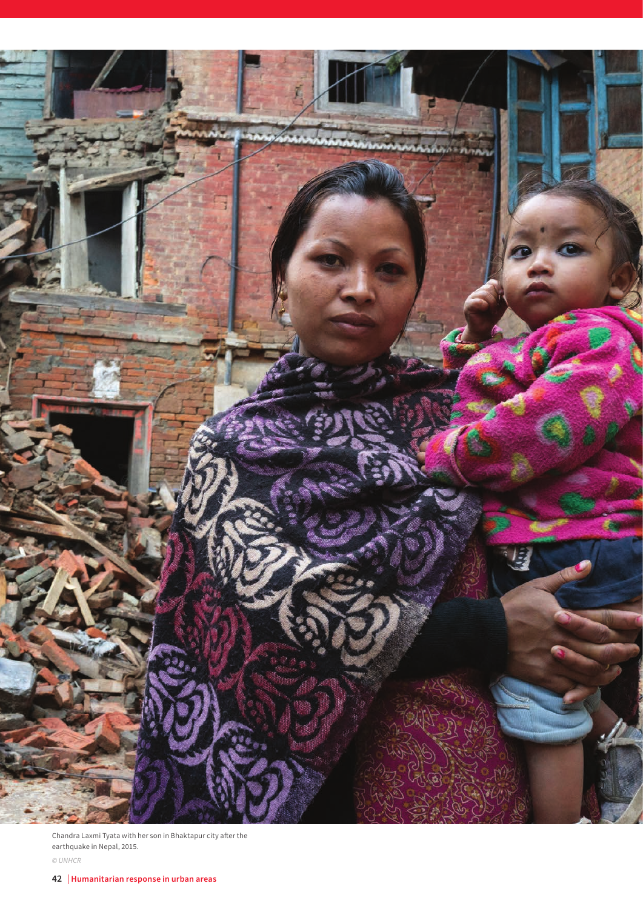Chandra Laxmi Tyata with her son in Bhaktapur city after the earthquake in Nepal, 2015.

© UNHCR